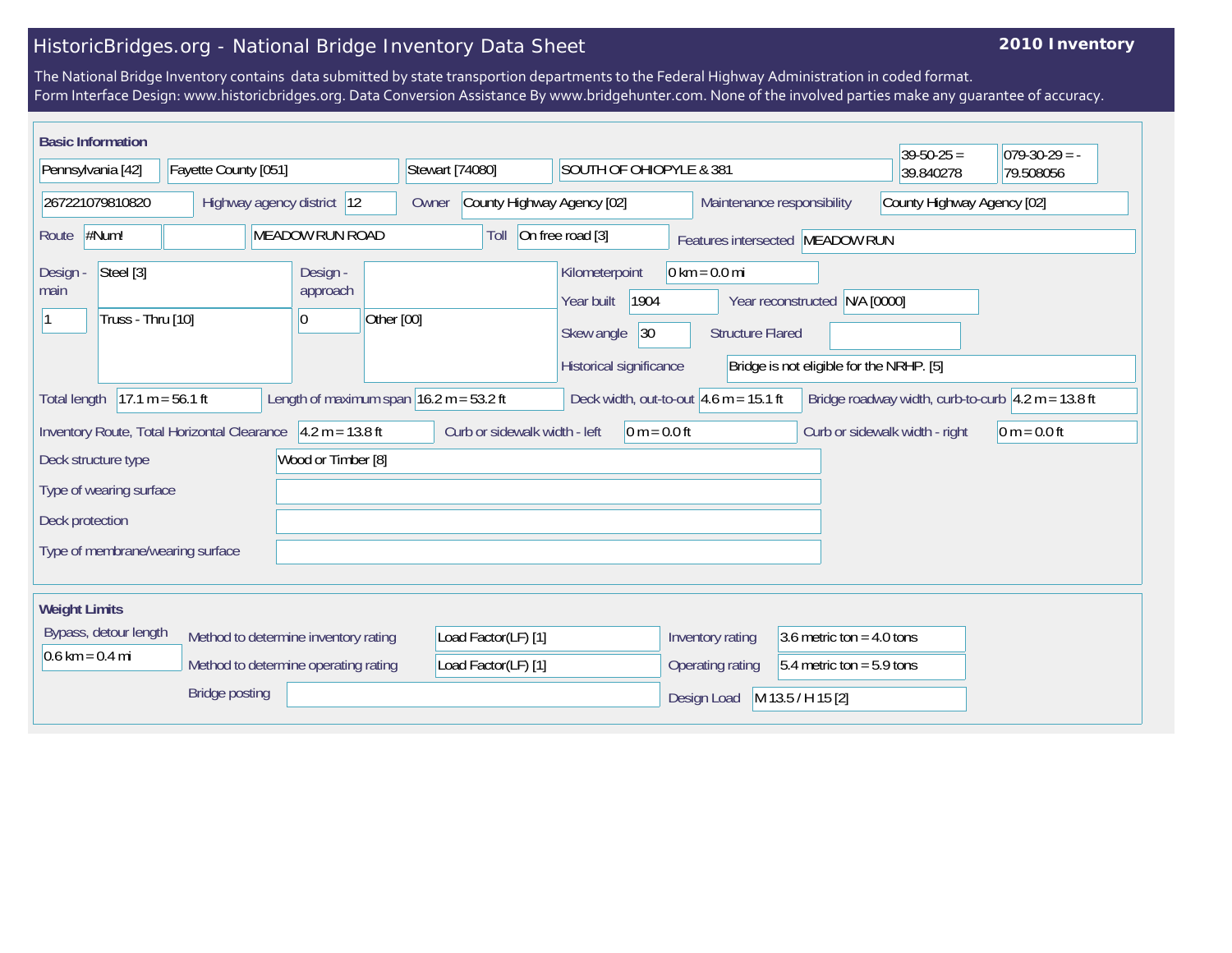# HistoricBridges.org - National Bridge Inventory Data Sheet

**2010 Inventory**

The National Bridge Inventory contains data submitted by state transportion departments to the Federal Highway Administration in coded format.
Form Interface Design: www.historicbridges.org. Data Conversion Assistance By www.bridgehunter.com. None of the involved parties make any guarantee of accuracy.

## Basic Information

| | |
|---|---|
| State | Pennsylvania [42] |
| County | Fayette County [051] |
| Place | Stewart [74080] |
| Location | SOUTH OF OHIOPYLE & 381 |
| Latitude | 39-50-25 = 39.840278 |
| Longitude | 079-30-29 = -79.508056 |
| Structure Number | 267221079810820 |
| Highway agency district | 12 |
| Owner | County Highway Agency [02] |
| Maintenance responsibility | County Highway Agency [02] |
| Route | #Num! |
| Facility carried | MEADOW RUN ROAD |
| Toll | On free road [3] |
| Features intersected | MEADOW RUN |
| Design - main | 1 / Steel [3] / Truss - Thru [10] |
| Design - approach | 0 / Other [00] |
| Kilometerpoint | 0 km = 0.0 mi |
| Year built | 1904 |
| Year reconstructed | N/A [0000] |
| Skew angle | 30 |
| Structure Flared | |
| Historical significance | Bridge is not eligible for the NRHP. [5] |
| Total length | 17.1 m = 56.1 ft |
| Length of maximum span | 16.2 m = 53.2 ft |
| Deck width, out-to-out | 4.6 m = 15.1 ft |
| Bridge roadway width, curb-to-curb | 4.2 m = 13.8 ft |
| Inventory Route, Total Horizontal Clearance | 4.2 m = 13.8 ft |
| Curb or sidewalk width - left | 0 m = 0.0 ft |
| Curb or sidewalk width - right | 0 m = 0.0 ft |
| Deck structure type | Wood or Timber [8] |
| Type of wearing surface | |
| Deck protection | |
| Type of membrane/wearing surface | |

## Weight Limits

| | |
|---|---|
| Bypass, detour length | 0.6 km = 0.4 mi |
| Method to determine inventory rating | Load Factor(LF) [1] |
| Method to determine operating rating | Load Factor(LF) [1] |
| Bridge posting | |
| Inventory rating | 3.6 metric ton = 4.0 tons |
| Operating rating | 5.4 metric ton = 5.9 tons |
| Design Load | M 13.5 / H 15 [2] |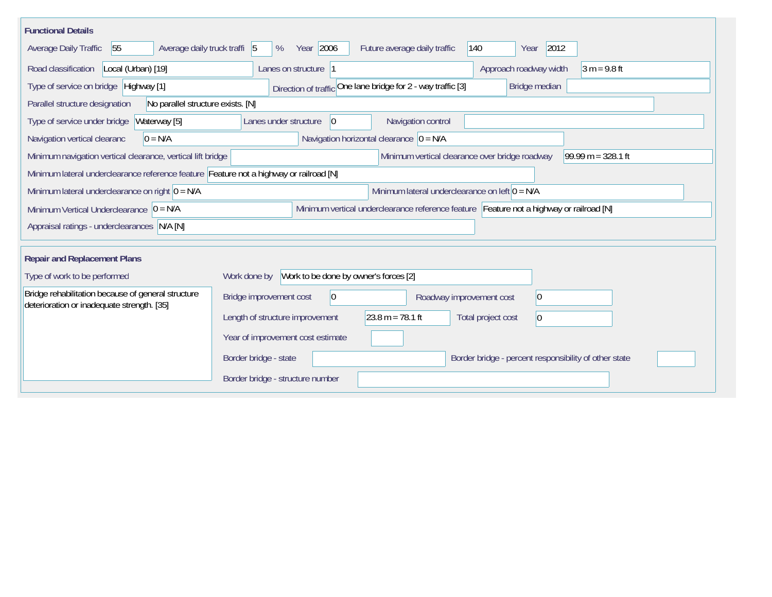## Functional Details

| Field | Value |
|---|---|
| Average Daily Traffic | 55 |
| Average daily truck traffi | 5 % |
| Year | 2006 |
| Future average daily traffic | 140 |
| Year | 2012 |
| Road classification | Local (Urban) [19] |
| Lanes on structure | 1 |
| Approach roadway width | 3 m = 9.8 ft |
| Type of service on bridge | Highway [1] |
| Direction of traffic | One lane bridge for 2 - way traffic [3] |
| Bridge median | |
| Parallel structure designation | No parallel structure exists. [N] |
| Type of service under bridge | Waterway [5] |
| Lanes under structure | 0 |
| Navigation control | |
| Navigation vertical clearanc | 0 = N/A |
| Navigation horizontal clearance | 0 = N/A |
| Minimum navigation vertical clearance, vertical lift bridge | |
| Minimum vertical clearance over bridge roadway | 99.99 m = 328.1 ft |
| Minimum lateral underclearance reference feature | Feature not a highway or railroad [N] |
| Minimum lateral underclearance on right | 0 = N/A |
| Minimum lateral underclearance on left | 0 = N/A |
| Minimum Vertical Underclearance | 0 = N/A |
| Minimum vertical underclearance reference feature | Feature not a highway or railroad [N] |
| Appraisal ratings - underclearances | N/A [N] |

## Repair and Replacement Plans

| Field | Value |
|---|---|
| Type of work to be performed | Bridge rehabilitation because of general structure deterioration or inadequate strength. [35] |
| Work done by | Work to be done by owner's forces [2] |
| Bridge improvement cost | 0 |
| Roadway improvement cost | 0 |
| Length of structure improvement | 23.8 m = 78.1 ft |
| Total project cost | 0 |
| Year of improvement cost estimate | |
| Border bridge - state | |
| Border bridge - percent responsibility of other state | |
| Border bridge - structure number | |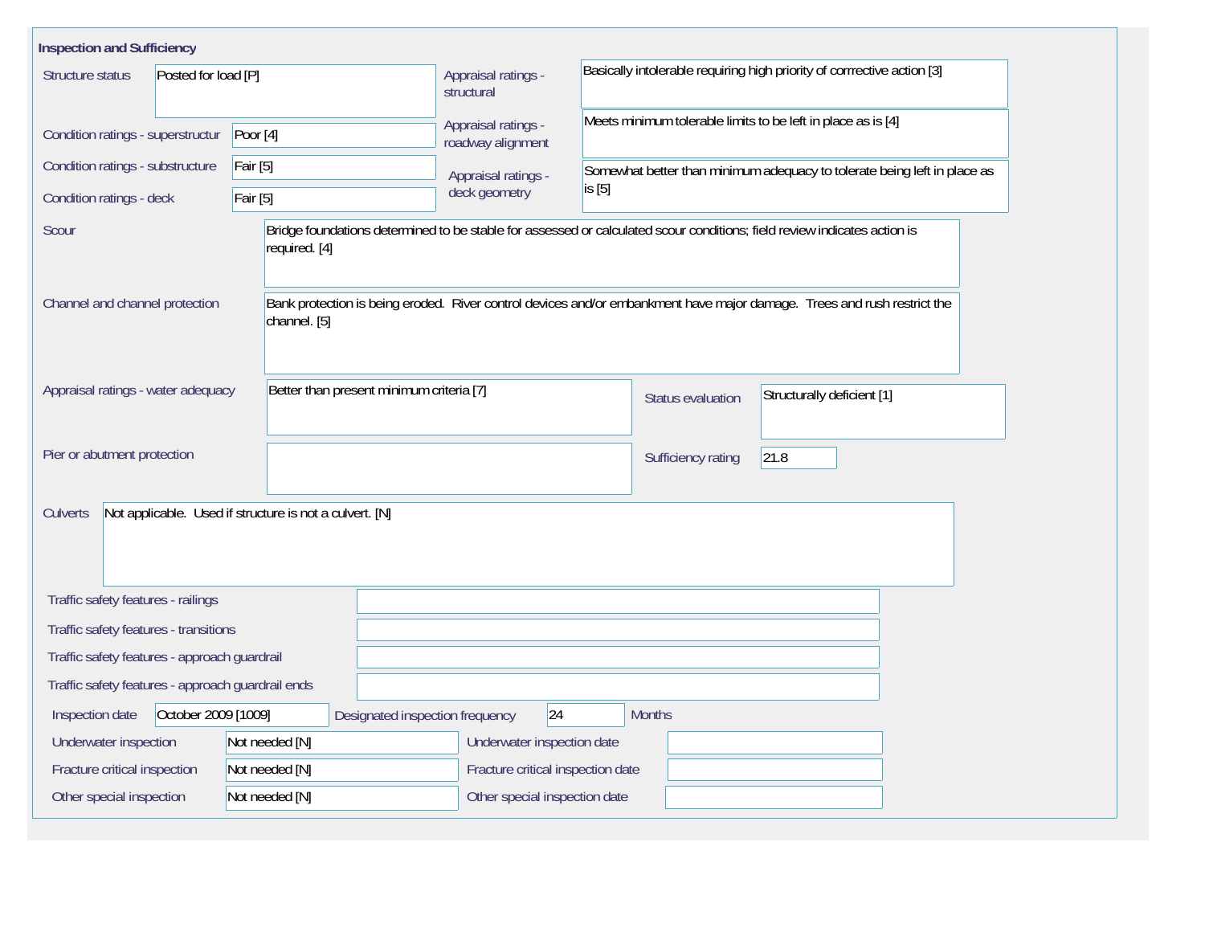## Inspection and Sufficiency

| | |
|---|---|
| Structure status | Posted for load [P] |
| Appraisal ratings - structural | Basically intolerable requiring high priority of corrrective action [3] |
| Condition ratings - superstructur | Poor [4] |
| Appraisal ratings - roadway alignment | Meets minimum tolerable limits to be left in place as is [4] |
| Condition ratings - substructure | Fair [5] |
| Appraisal ratings - deck geometry | Somewhat better than minimum adequacy to tolerate being left in place as is [5] |
| Condition ratings - deck | Fair [5] |
| Scour | Bridge foundations determined to be stable for assessed or calculated scour conditions; field review indicates action is required. [4] |
| Channel and channel protection | Bank protection is being eroded. River control devices and/or embankment have major damage. Trees and rush restrict the channel. [5] |
| Appraisal ratings - water adequacy | Better than present minimum criteria [7] |
| Status evaluation | Structurally deficient [1] |
| Pier or abutment protection | |
| Sufficiency rating | 21.8 |
| Culverts | Not applicable. Used if structure is not a culvert. [N] |
| Traffic safety features - railings | |
| Traffic safety features - transitions | |
| Traffic safety features - approach guardrail | |
| Traffic safety features - approach guardrail ends | |
| Inspection date | October 2009 [1009] |
| Designated inspection frequency | 24 Months |
| Underwater inspection | Not needed [N] |
| Underwater inspection date | |
| Fracture critical inspection | Not needed [N] |
| Fracture critical inspection date | |
| Other special inspection | Not needed [N] |
| Other special inspection date | |